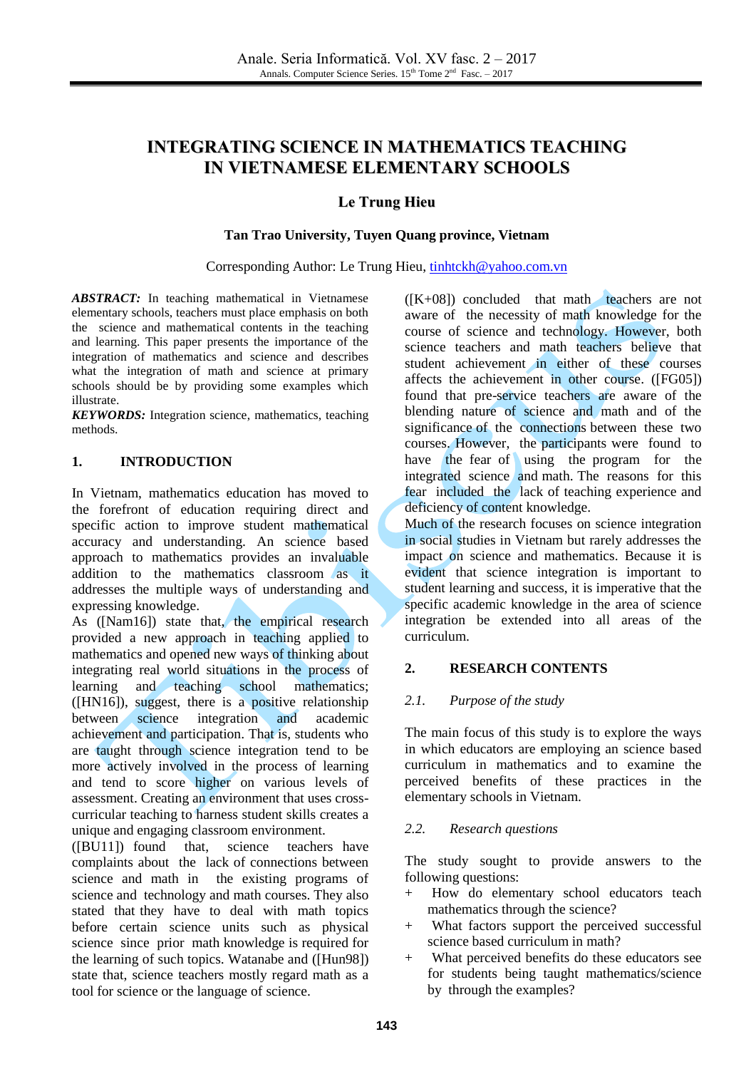# INTEGRATING SCIENCE IN MATHEMATICS TEACHING IN VIETNAMESE ELEMENTARY SCHOOLS

**Le Trung Hieu**

**Tan Trao University, Tuyen Quang province, Vietnam**

Corresponding Author: Le Trung Hieu, tinhtckh@yahoo.com.vn

***ABSTRACT:*** In teaching mathematical in Vietnamese elementary schools, teachers must place emphasis on both the science and mathematical contents in the teaching and learning. This paper presents the importance of the integration of mathematics and science and describes what the integration of math and science at primary schools should be by providing some examples which illustrate.

***KEYWORDS:*** Integration science, mathematics, teaching methods.

## 1. INTRODUCTION

In Vietnam, mathematics education has moved to the forefront of education requiring direct and specific action to improve student mathematical accuracy and understanding. An science based approach to mathematics provides an invaluable addition to the mathematics classroom as it addresses the multiple ways of understanding and expressing knowledge.

As ([Nam16]) state that, the empirical research provided a new approach in teaching applied to mathematics and opened new ways of thinking about integrating real world situations in the process of learning and teaching school mathematics; ([HN16]), suggest, there is a positive relationship between science integration and academic achievement and participation. That is, students who are taught through science integration tend to be more actively involved in the process of learning and tend to score higher on various levels of assessment. Creating an environment that uses cross-curricular teaching to harness student skills creates a unique and engaging classroom environment.

([BU11]) found that, science teachers have complaints about the lack of connections between science and math in the existing programs of science and technology and math courses. They also stated that they have to deal with math topics before certain science units such as physical science since prior math knowledge is required for the learning of such topics. Watanabe and ([Hun98]) state that, science teachers mostly regard math as a tool for science or the language of science. ([K+08]) concluded that math teachers are not aware of the necessity of math knowledge for the course of science and technology. However, both science teachers and math teachers believe that student achievement in either of these courses affects the achievement in other course. ([FG05]) found that pre-service teachers are aware of the blending nature of science and math and of the significance of the connections between these two courses. However, the participants were found to have the fear of using the program for the integrated science and math. The reasons for this fear included the lack of teaching experience and deficiency of content knowledge.

Much of the research focuses on science integration in social studies in Vietnam but rarely addresses the impact on science and mathematics. Because it is evident that science integration is important to student learning and success, it is imperative that the specific academic knowledge in the area of science integration be extended into all areas of the curriculum.

## 2. RESEARCH CONTENTS

### *2.1. Purpose of the study*

The main focus of this study is to explore the ways in which educators are employing an science based curriculum in mathematics and to examine the perceived benefits of these practices in the elementary schools in Vietnam.

### *2.2. Research questions*

The study sought to provide answers to the following questions:

+ How do elementary school educators teach mathematics through the science?
+ What factors support the perceived successful science based curriculum in math?
+ What perceived benefits do these educators see for students being taught mathematics/science by through the examples?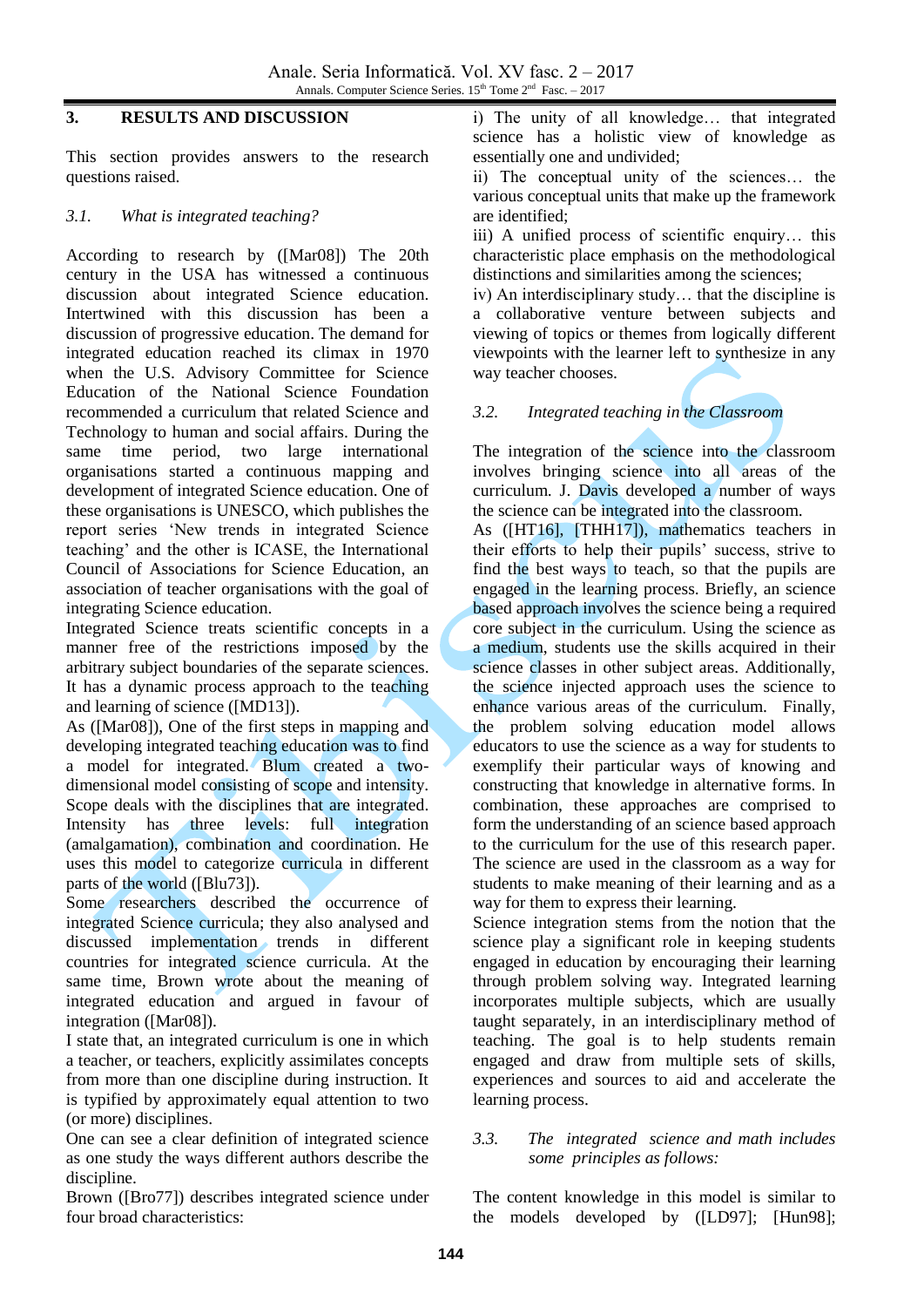## 3. RESULTS AND DISCUSSION

This section provides answers to the research questions raised.

### *3.1. What is integrated teaching?*

According to research by ([Mar08]) The 20th century in the USA has witnessed a continuous discussion about integrated Science education. Intertwined with this discussion has been a discussion of progressive education. The demand for integrated education reached its climax in 1970 when the U.S. Advisory Committee for Science Education of the National Science Foundation recommended a curriculum that related Science and Technology to human and social affairs. During the same time period, two large international organisations started a continuous mapping and development of integrated Science education. One of these organisations is UNESCO, which publishes the report series 'New trends in integrated Science teaching' and the other is ICASE, the International Council of Associations for Science Education, an association of teacher organisations with the goal of integrating Science education.

Integrated Science treats scientific concepts in a manner free of the restrictions imposed by the arbitrary subject boundaries of the separate sciences. It has a dynamic process approach to the teaching and learning of science ([MD13]).

As ([Mar08]), One of the first steps in mapping and developing integrated teaching education was to find a model for integrated. Blum created a two-dimensional model consisting of scope and intensity. Scope deals with the disciplines that are integrated. Intensity has three levels: full integration (amalgamation), combination and coordination. He uses this model to categorize curricula in different parts of the world ([Blu73]).

Some researchers described the occurrence of integrated Science curricula; they also analysed and discussed implementation trends in different countries for integrated science curricula. At the same time, Brown wrote about the meaning of integrated education and argued in favour of integration ([Mar08]).

I state that, an integrated curriculum is one in which a teacher, or teachers, explicitly assimilates concepts from more than one discipline during instruction. It is typified by approximately equal attention to two (or more) disciplines.

One can see a clear definition of integrated science as one study the ways different authors describe the discipline.

Brown ([Bro77]) describes integrated science under four broad characteristics:

i) The unity of all knowledge… that integrated science has a holistic view of knowledge as essentially one and undivided;

ii) The conceptual unity of the sciences… the various conceptual units that make up the framework are identified;

iii) A unified process of scientific enquiry… this characteristic place emphasis on the methodological distinctions and similarities among the sciences;

iv) An interdisciplinary study… that the discipline is a collaborative venture between subjects and viewing of topics or themes from logically different viewpoints with the learner left to synthesize in any way teacher chooses.

### *3.2. Integrated teaching in the Classroom*

The integration of the science into the classroom involves bringing science into all areas of the curriculum. J. Davis developed a number of ways the science can be integrated into the classroom.

As ([HT16], [THH17]), mathematics teachers in their efforts to help their pupils' success, strive to find the best ways to teach, so that the pupils are engaged in the learning process. Briefly, an science based approach involves the science being a required core subject in the curriculum. Using the science as a medium, students use the skills acquired in their science classes in other subject areas. Additionally, the science injected approach uses the science to enhance various areas of the curriculum. Finally, the problem solving education model allows educators to use the science as a way for students to exemplify their particular ways of knowing and constructing that knowledge in alternative forms. In combination, these approaches are comprised to form the understanding of an science based approach to the curriculum for the use of this research paper. The science are used in the classroom as a way for students to make meaning of their learning and as a way for them to express their learning.

Science integration stems from the notion that the science play a significant role in keeping students engaged in education by encouraging their learning through problem solving way. Integrated learning incorporates multiple subjects, which are usually taught separately, in an interdisciplinary method of teaching. The goal is to help students remain engaged and draw from multiple sets of skills, experiences and sources to aid and accelerate the learning process.

### *3.3. The integrated science and math includes some principles as follows:*

The content knowledge in this model is similar to the models developed by ([LD97]; [Hun98];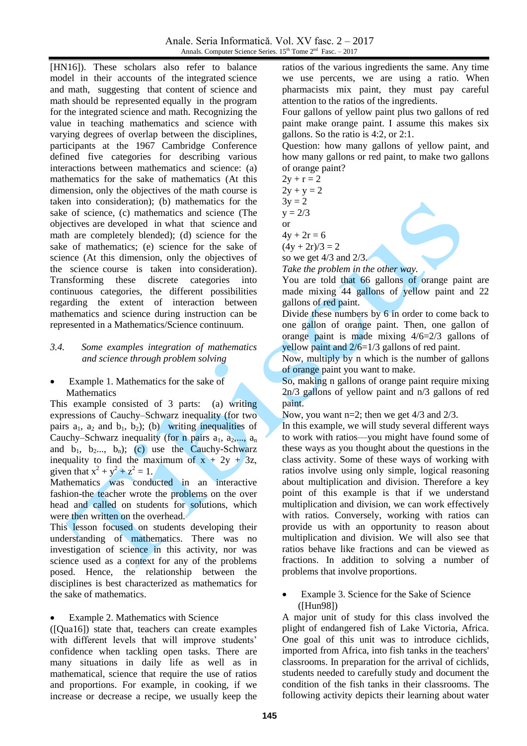[HN16]). These scholars also refer to balance model in their accounts of the integrated science and math, suggesting that content of science and math should be represented equally in the program for the integrated science and math. Recognizing the value in teaching mathematics and science with varying degrees of overlap between the disciplines, participants at the 1967 Cambridge Conference defined five categories for describing various interactions between mathematics and science: (a) mathematics for the sake of mathematics (At this dimension, only the objectives of the math course is taken into consideration); (b) mathematics for the sake of science, (c) mathematics and science (The objectives are developed in what that science and math are completely blended); (d) science for the sake of mathematics; (e) science for the sake of science (At this dimension, only the objectives of the science course is taken into consideration). Transforming these discrete categories into continuous categories, the different possibilities regarding the extent of interaction between mathematics and science during instruction can be represented in a Mathematics/Science continuum.

### 3.4. *Some examples integration of mathematics and science through problem solving*

- Example 1. Mathematics for the sake of Mathematics

This example consisted of 3 parts: (a) writing expressions of Cauchy–Schwarz inequality (for two pairs $a_1$, $a_2$ and $b_1$, $b_2$); (b) writing inequalities of Cauchy–Schwarz inequality (for n pairs $a_1, a_2, ..., a_n$ and $b_1, b_2..., b_n$); (c) use the Cauchy-Schwarz inequality to find the maximum of $x + 2y + 3z$, given that $x^2 + y^2 + z^2 = 1$.

Mathematics was conducted in an interactive fashion-the teacher wrote the problems on the over head and called on students for solutions, which were then written on the overhead.

This lesson focused on students developing their understanding of mathematics. There was no investigation of science in this activity, nor was science used as a context for any of the problems posed. Hence, the relationship between the disciplines is best characterized as mathematics for the sake of mathematics.

- Example 2. Mathematics with Science

([Qua16]) state that, teachers can create examples with different levels that will improve students' confidence when tackling open tasks. There are many situations in daily life as well as in mathematical, science that require the use of ratios and proportions. For example, in cooking, if we increase or decrease a recipe, we usually keep the ratios of the various ingredients the same. Any time we use percents, we are using a ratio. When pharmacists mix paint, they must pay careful attention to the ratios of the ingredients.

Four gallons of yellow paint plus two gallons of red paint make orange paint. I assume this makes six gallons. So the ratio is 4:2, or 2:1.

Question: how many gallons of yellow paint, and how many gallons or red paint, to make two gallons of orange paint?

$2y + r = 2$

$2y + y = 2$

$3y = 2$

$y = 2/3$

or

$4y + 2r = 6$

$(4y + 2r)/3 = 2$

so we get 4/3 and 2/3.

*Take the problem in the other way.*

You are told that 66 gallons of orange paint are made mixing 44 gallons of yellow paint and 22 gallons of red paint.

Divide these numbers by 6 in order to come back to one gallon of orange paint. Then, one gallon of orange paint is made mixing $4/6=2/3$ gallons of yellow paint and $2/6=1/3$ gallons of red paint.

Now, multiply by n which is the number of gallons of orange paint you want to make.

So, making n gallons of orange paint require mixing $2n/3$ gallons of yellow paint and $n/3$ gallons of red paint.

Now, you want $n=2$; then we get 4/3 and 2/3.

In this example, we will study several different ways to work with ratios—you might have found some of these ways as you thought about the questions in the class activity. Some of these ways of working with ratios involve using only simple, logical reasoning about multiplication and division. Therefore a key point of this example is that if we understand multiplication and division, we can work effectively with ratios. Conversely, working with ratios can provide us with an opportunity to reason about multiplication and division. We will also see that ratios behave like fractions and can be viewed as fractions. In addition to solving a number of problems that involve proportions.

- Example 3. Science for the Sake of Science ([Hun98])

A major unit of study for this class involved the plight of endangered fish of Lake Victoria, Africa. One goal of this unit was to introduce cichlids, imported from Africa, into fish tanks in the teachers' classrooms. In preparation for the arrival of cichlids, students needed to carefully study and document the condition of the fish tanks in their classrooms. The following activity depicts their learning about water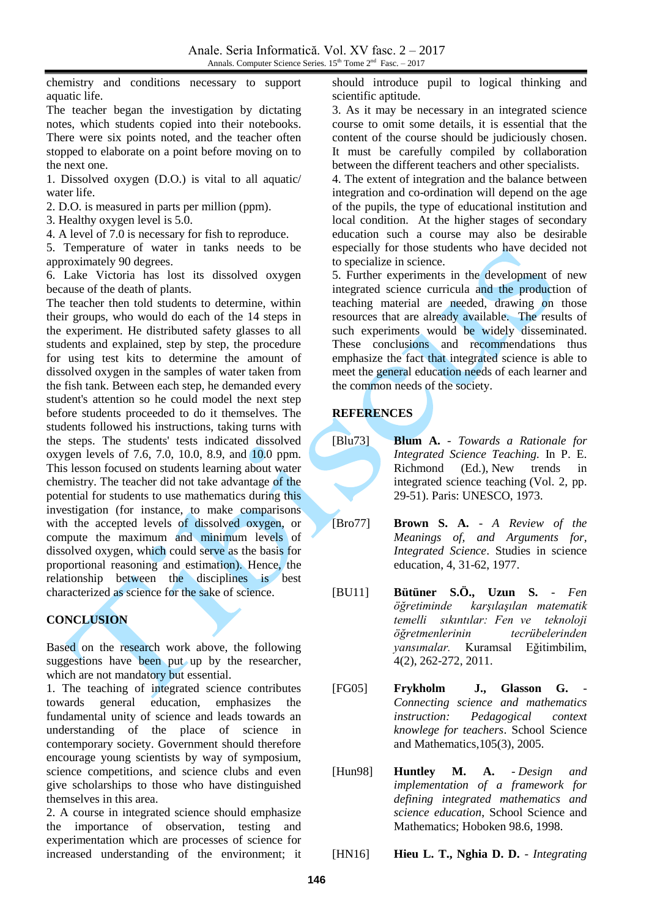chemistry and conditions necessary to support aquatic life.

The teacher began the investigation by dictating notes, which students copied into their notebooks. There were six points noted, and the teacher often stopped to elaborate on a point before moving on to the next one.

1. Dissolved oxygen (D.O.) is vital to all aquatic/ water life.
2. D.O. is measured in parts per million (ppm).
3. Healthy oxygen level is 5.0.
4. A level of 7.0 is necessary for fish to reproduce.
5. Temperature of water in tanks needs to be approximately 90 degrees.
6. Lake Victoria has lost its dissolved oxygen because of the death of plants.

The teacher then told students to determine, within their groups, who would do each of the 14 steps in the experiment. He distributed safety glasses to all students and explained, step by step, the procedure for using test kits to determine the amount of dissolved oxygen in the samples of water taken from the fish tank. Between each step, he demanded every student's attention so he could model the next step before students proceeded to do it themselves. The students followed his instructions, taking turns with the steps. The students' tests indicated dissolved oxygen levels of 7.6, 7.0, 10.0, 8.9, and 10.0 ppm. This lesson focused on students learning about water chemistry. The teacher did not take advantage of the potential for students to use mathematics during this investigation (for instance, to make comparisons with the accepted levels of dissolved oxygen, or compute the maximum and minimum levels of dissolved oxygen, which could serve as the basis for proportional reasoning and estimation). Hence, the relationship between the disciplines is best characterized as science for the sake of science.

## CONCLUSION

Based on the research work above, the following suggestions have been put up by the researcher, which are not mandatory but essential.

1. The teaching of integrated science contributes towards general education, emphasizes the fundamental unity of science and leads towards an understanding of the place of science in contemporary society. Government should therefore encourage young scientists by way of symposium, science competitions, and science clubs and even give scholarships to those who have distinguished themselves in this area.
2. A course in integrated science should emphasize the importance of observation, testing and experimentation which are processes of science for increased understanding of the environment; it should introduce pupil to logical thinking and scientific aptitude.
3. As it may be necessary in an integrated science course to omit some details, it is essential that the content of the course should be judiciously chosen. It must be carefully compiled by collaboration between the different teachers and other specialists.
4. The extent of integration and the balance between integration and co-ordination will depend on the age of the pupils, the type of educational institution and local condition. At the higher stages of secondary education such a course may also be desirable especially for those students who have decided not to specialize in science.
5. Further experiments in the development of new integrated science curricula and the production of teaching material are needed, drawing on those resources that are already available. The results of such experiments would be widely disseminated.

These conclusions and recommendations thus emphasize the fact that integrated science is able to meet the general education needs of each learner and the common needs of the society.

## REFERENCES

[Blu73] **Blum A.** - *Towards a Rationale for Integrated Science Teaching.* In P. E. Richmond (Ed.), New trends in integrated science teaching (Vol. 2, pp. 29-51). Paris: UNESCO, 1973.

[Bro77] **Brown S. A.** - *A Review of the Meanings of, and Arguments for, Integrated Science*. Studies in science education, 4, 31-62, 1977.

[BU11] **Bütüner S.Ö., Uzun S.** - *Fen öğretiminde karşılaşılan matematik temelli sıkıntılar: Fen ve teknoloji öğretmenlerinin tecrübelerinden yansımalar.* Kuramsal Eğitimbilim, 4(2), 262-272, 2011.

[FG05] **Frykholm J., Glasson G.** - *Connecting science and mathematics instruction: Pedagogical context knowlege for teachers*. School Science and Mathematics,105(3), 2005.

[Hun98] **Huntley M. A.** - *Design and implementation of a framework for defining integrated mathematics and science education*, School Science and Mathematics; Hoboken 98.6, 1998.

[HN16] **Hieu L. T., Nghia D. D.** - *Integrating*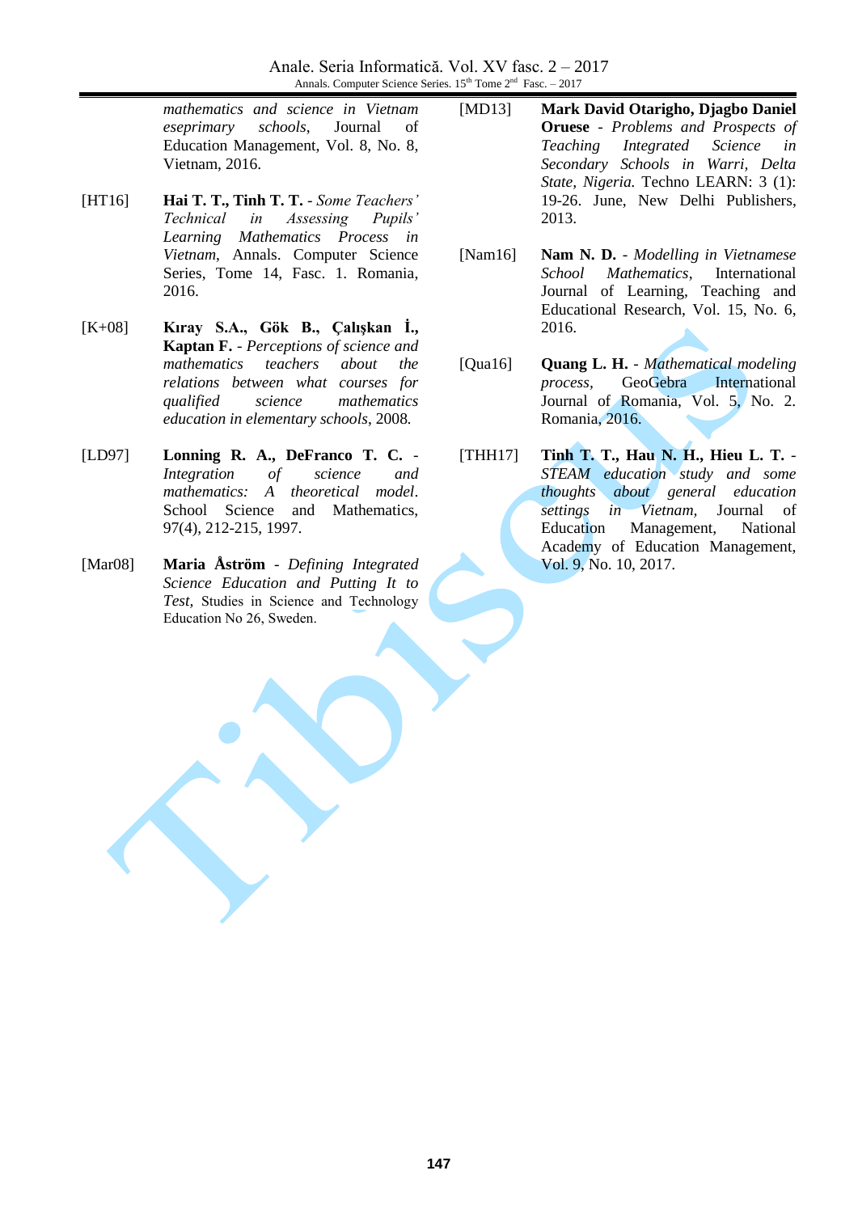*mathematics and science in Vietnam eseprimary schools*, Journal of Education Management, Vol. 8, No. 8, Vietnam, 2016.

[HT16] **Hai T. T., Tinh T. T.** - *Some Teachers' Technical in Assessing Pupils' Learning Mathematics Process in Vietnam*, Annals. Computer Science Series, Tome 14, Fasc. 1. Romania, 2016.

[K+08] **Kıray S.A., Gök B., Çalışkan İ., Kaptan F.** - *Perceptions of science and mathematics teachers about the relations between what courses for qualified science mathematics education in elementary schools*, 2008.

[LD97] **Lonning R. A., DeFranco T. C.** - *Integration of science and mathematics: A theoretical model*. School Science and Mathematics, 97(4), 212-215, 1997.

[Mar08] **Maria Åström** - *Defining Integrated Science Education and Putting It to Test*, Studies in Science and Technology Education No 26, Sweden.

[MD13] **Mark David Otarigho, Djagbo Daniel Oruese** - *Problems and Prospects of Teaching Integrated Science in Secondary Schools in Warri, Delta State, Nigeria.* Techno LEARN: 3 (1): 19-26. June, New Delhi Publishers, 2013.

[Nam16] **Nam N. D.** - *Modelling in Vietnamese School Mathematics*, International Journal of Learning, Teaching and Educational Research, Vol. 15, No. 6, 2016.

[Qua16] **Quang L. H.** - *Mathematical modeling process*, GeoGebra International Journal of Romania, Vol. 5, No. 2. Romania, 2016.

[THH17] **Tinh T. T., Hau N. H., Hieu L. T.** - *STEAM education study and some thoughts about general education settings in Vietnam*, Journal of Education Management, National Academy of Education Management, Vol. 9, No. 10, 2017.